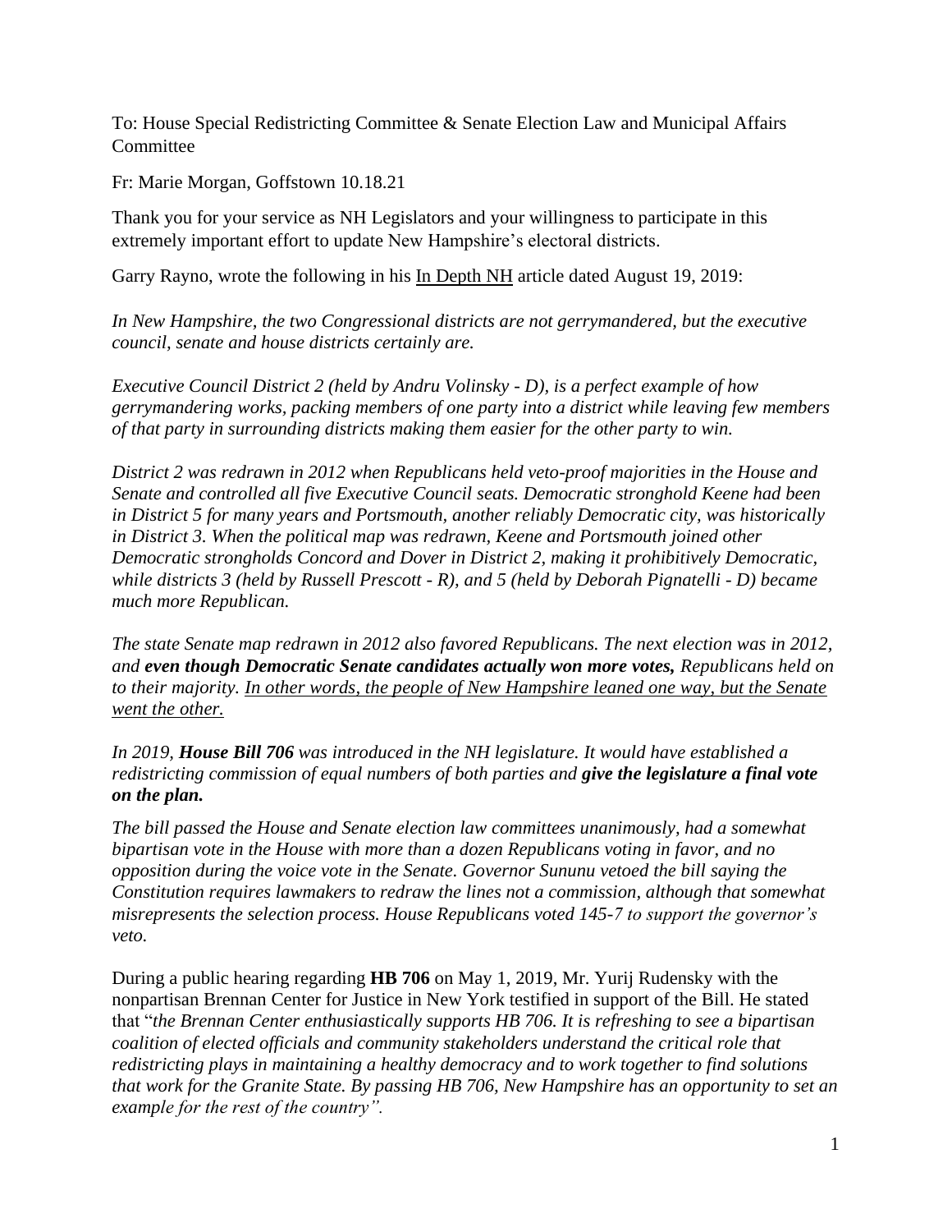To: House Special Redistricting Committee & Senate Election Law and Municipal Affairs Committee

Fr: Marie Morgan, Goffstown 10.18.21

Thank you for your service as NH Legislators and your willingness to participate in this extremely important effort to update New Hampshire's electoral districts.

Garry Rayno, wrote the following in his In Depth NH article dated August 19, 2019:

*In New Hampshire, the two Congressional districts are not gerrymandered, but the executive council, senate and house districts certainly are.*

*Executive Council District 2 (held by Andru Volinsky - D), is a perfect example of how gerrymandering works, packing members of one party into a district while leaving few members of that party in surrounding districts making them easier for the other party to win.*

*District 2 was redrawn in 2012 when Republicans held veto-proof majorities in the House and Senate and controlled all five Executive Council seats. Democratic stronghold Keene had been in District 5 for many years and Portsmouth, another reliably Democratic city, was historically in District 3. When the political map was redrawn, Keene and Portsmouth joined other Democratic strongholds Concord and Dover in District 2, making it prohibitively Democratic, while districts 3 (held by Russell Prescott - R), and 5 (held by Deborah Pignatelli - D) became much more Republican.*

*The state Senate map redrawn in 2012 also favored Republicans. The next election was in 2012, and* ***even though Democratic Senate candidates actually won more votes,*** *Republicans held on to their majority. In other words, the people of New Hampshire leaned one way, but the Senate went the other.*

*In 2019,* ***House Bill 706*** *was introduced in the NH legislature. It would have established a redistricting commission of equal numbers of both parties and* ***give the legislature a final vote on the plan.***

*The bill passed the House and Senate election law committees unanimously, had a somewhat bipartisan vote in the House with more than a dozen Republicans voting in favor, and no opposition during the voice vote in the Senate. Governor Sununu vetoed the bill saying the Constitution requires lawmakers to redraw the lines not a commission, although that somewhat misrepresents the selection process. House Republicans voted 145-7 to support the governor's veto.*

During a public hearing regarding **HB 706** on May 1, 2019, Mr. Yurij Rudensky with the nonpartisan Brennan Center for Justice in New York testified in support of the Bill. He stated that "*the Brennan Center enthusiastically supports HB 706. It is refreshing to see a bipartisan coalition of elected officials and community stakeholders understand the critical role that redistricting plays in maintaining a healthy democracy and to work together to find solutions that work for the Granite State. By passing HB 706, New Hampshire has an opportunity to set an example for the rest of the country".*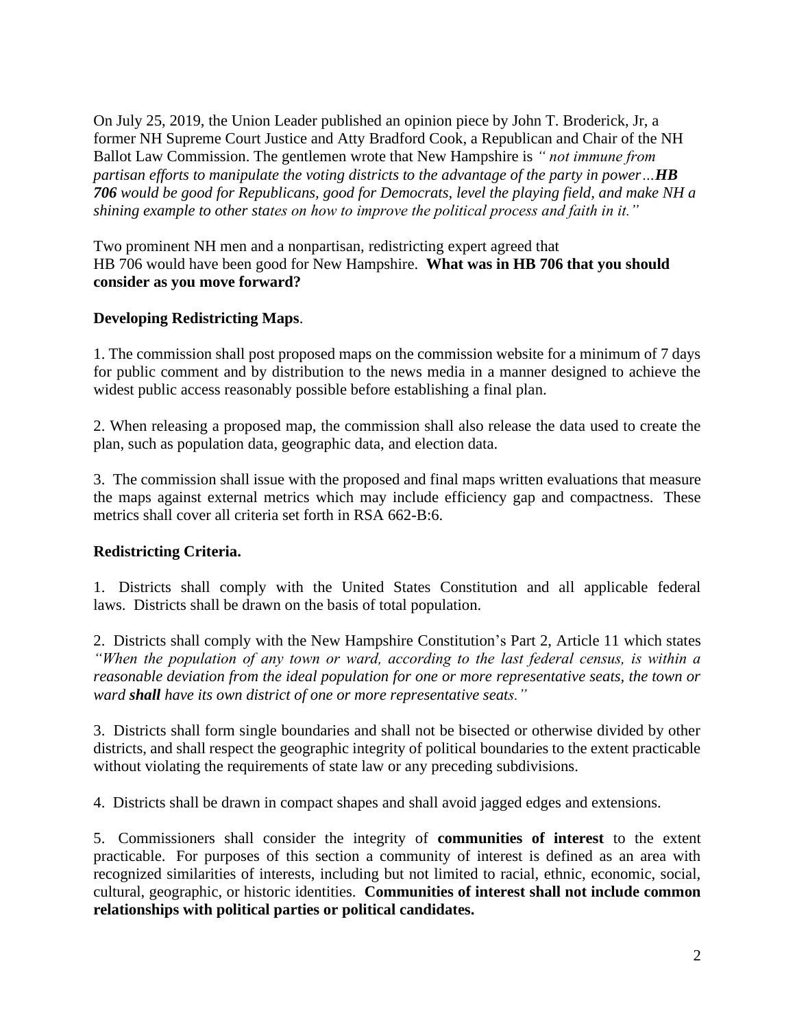On July 25, 2019, the Union Leader published an opinion piece by John T. Broderick, Jr, a former NH Supreme Court Justice and Atty Bradford Cook, a Republican and Chair of the NH Ballot Law Commission. The gentlemen wrote that New Hampshire is *" not immune from partisan efforts to manipulate the voting districts to the advantage of the party in power…**HB 706** would be good for Republicans, good for Democrats, level the playing field, and make NH a shining example to other states on how to improve the political process and faith in it."*

Two prominent NH men and a nonpartisan, redistricting expert agreed that HB 706 would have been good for New Hampshire. **What was in HB 706 that you should consider as you move forward?**

**Developing Redistricting Maps**.

1. The commission shall post proposed maps on the commission website for a minimum of 7 days for public comment and by distribution to the news media in a manner designed to achieve the widest public access reasonably possible before establishing a final plan.

2. When releasing a proposed map, the commission shall also release the data used to create the plan, such as population data, geographic data, and election data.

3. The commission shall issue with the proposed and final maps written evaluations that measure the maps against external metrics which may include efficiency gap and compactness. These metrics shall cover all criteria set forth in RSA 662-B:6.

**Redistricting Criteria.**

1. Districts shall comply with the United States Constitution and all applicable federal laws. Districts shall be drawn on the basis of total population.

2. Districts shall comply with the New Hampshire Constitution's Part 2, Article 11 which states *"When the population of any town or ward, according to the last federal census, is within a reasonable deviation from the ideal population for one or more representative seats, the town or ward **shall** have its own district of one or more representative seats."*

3. Districts shall form single boundaries and shall not be bisected or otherwise divided by other districts, and shall respect the geographic integrity of political boundaries to the extent practicable without violating the requirements of state law or any preceding subdivisions.

4. Districts shall be drawn in compact shapes and shall avoid jagged edges and extensions.

5. Commissioners shall consider the integrity of **communities of interest** to the extent practicable. For purposes of this section a community of interest is defined as an area with recognized similarities of interests, including but not limited to racial, ethnic, economic, social, cultural, geographic, or historic identities. **Communities of interest shall not include common relationships with political parties or political candidates.**